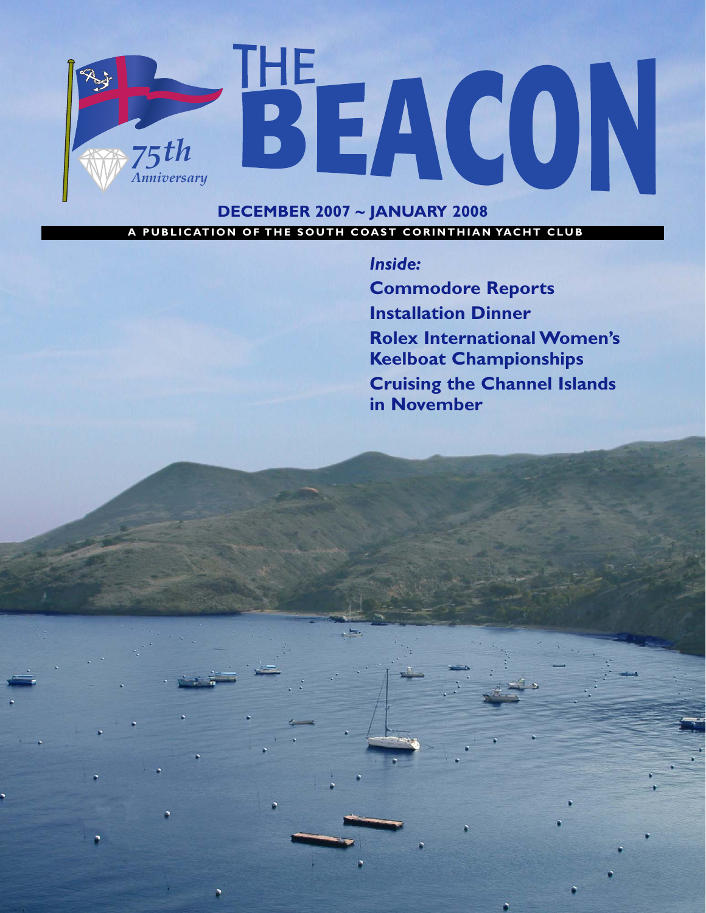# THE BEACON

75th Anniversary

**DECEMBER 2007 ~ JANUARY 2008**

**A PUBLICATION OF THE SOUTH COAST CORINTHIAN YACHT CLUB**

***Inside:***

**Commodore Reports**

**Installation Dinner**

**Rolex International Women's Keelboat Championships**

**Cruising the Channel Islands in November**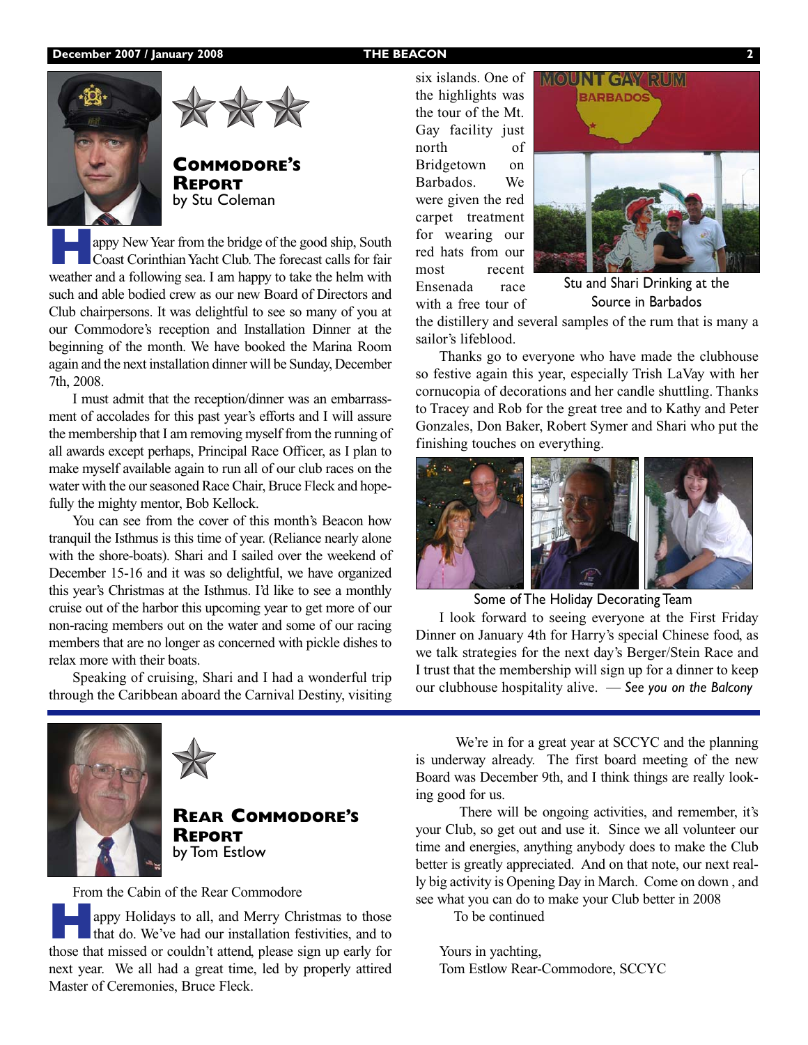## Commodore's Report
by Stu Coleman

Happy New Year from the bridge of the good ship, South Coast Corinthian Yacht Club. The forecast calls for fair weather and a following sea. I am happy to take the helm with such and able bodied crew as our new Board of Directors and Club chairpersons. It was delightful to see so many of you at our Commodore's reception and Installation Dinner at the beginning of the month. We have booked the Marina Room again and the next installation dinner will be Sunday, December 7th, 2008.

I must admit that the reception/dinner was an embarrassment of accolades for this past year's efforts and I will assure the membership that I am removing myself from the running of all awards except perhaps, Principal Race Officer, as I plan to make myself available again to run all of our club races on the water with the our seasoned Race Chair, Bruce Fleck and hopefully the mighty mentor, Bob Kellock.

You can see from the cover of this month's Beacon how tranquil the Isthmus is this time of year. (Reliance nearly alone with the shore-boats). Shari and I sailed over the weekend of December 15-16 and it was so delightful, we have organized this year's Christmas at the Isthmus. I'd like to see a monthly cruise out of the harbor this upcoming year to get more of our non-racing members out on the water and some of our racing members that are no longer as concerned with pickle dishes to relax more with their boats.

Speaking of cruising, Shari and I had a wonderful trip through the Caribbean aboard the Carnival Destiny, visiting six islands. One of the highlights was the tour of the Mt. Gay facility just north of Bridgetown on Barbados. We were given the red carpet treatment for wearing our red hats from our most recent Ensenada race with a free tour of the distillery and several samples of the rum that is many a sailor's lifeblood.

Stu and Shari Drinking at the Source in Barbados

Thanks go to everyone who have made the clubhouse so festive again this year, especially Trish LaVay with her cornucopia of decorations and her candle shuttling. Thanks to Tracey and Rob for the great tree and to Kathy and Peter Gonzales, Don Baker, Robert Symer and Shari who put the finishing touches on everything.

Some of The Holiday Decorating Team

I look forward to seeing everyone at the First Friday Dinner on January 4th for Harry's special Chinese food, as we talk strategies for the next day's Berger/Stein Race and I trust that the membership will sign up for a dinner to keep our clubhouse hospitality alive. — *See you on the Balcony*

## Rear Commodore's Report
by Tom Estlow

From the Cabin of the Rear Commodore

Happy Holidays to all, and Merry Christmas to those that do. We've had our installation festivities, and to those that missed or couldn't attend, please sign up early for next year. We all had a great time, led by properly attired Master of Ceremonies, Bruce Fleck.

We're in for a great year at SCCYC and the planning is underway already. The first board meeting of the new Board was December 9th, and I think things are really looking good for us.

There will be ongoing activities, and remember, it's your Club, so get out and use it. Since we all volunteer our time and energies, anything anybody does to make the Club better is greatly appreciated. And on that note, our next really big activity is Opening Day in March. Come on down , and see what you can do to make your Club better in 2008

To be continued

Yours in yachting,
Tom Estlow Rear-Commodore, SCCYC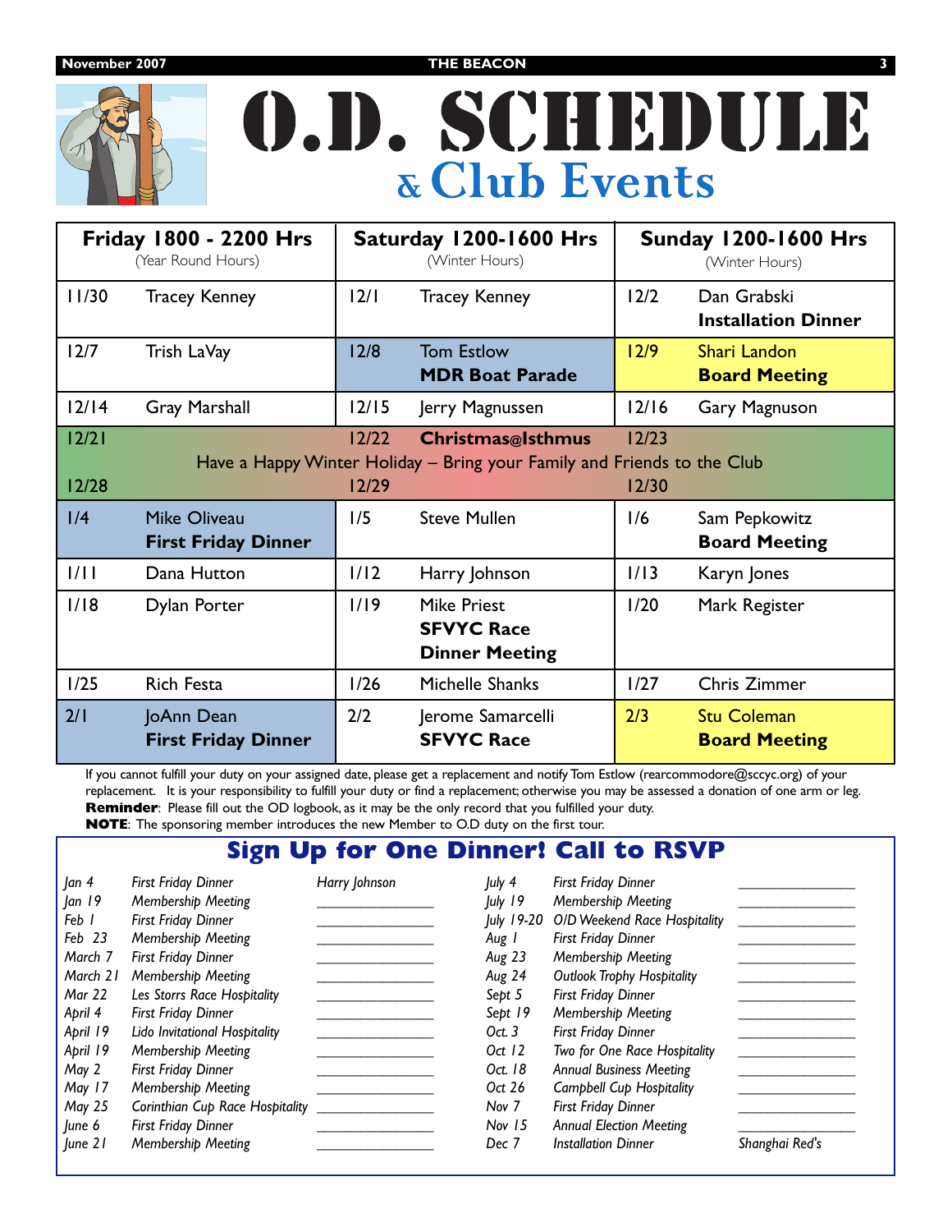# O.D. SCHEDULE
## & Club Events

| Friday 1800 - 2200 Hrs (Year Round Hours) | | Saturday 1200-1600 Hrs (Winter Hours) | | Sunday 1200-1600 Hrs (Winter Hours) | |
|---|---|---|---|---|---|
| 11/30 | Tracey Kenney | 12/1 | Tracey Kenney | 12/2 | Dan Grabski **Installation Dinner** |
| 12/7 | Trish LaVay | 12/8 | Tom Estlow **MDR Boat Parade** | 12/9 | Shari Landon **Board Meeting** |
| 12/14 | Gray Marshall | 12/15 | Jerry Magnussen | 12/16 | Gary Magnuson |
| 12/21 | | 12/22 | **Christmas@Isthmus** | 12/23 | |
| | Have a Happy Winter Holiday – Bring your Family and Friends to the Club | | | | |
| 12/28 | | 12/29 | | 12/30 | |
| 1/4 | Mike Oliveau **First Friday Dinner** | 1/5 | Steve Mullen | 1/6 | Sam Pepkowitz **Board Meeting** |
| 1/11 | Dana Hutton | 1/12 | Harry Johnson | 1/13 | Karyn Jones |
| 1/18 | Dylan Porter | 1/19 | Mike Priest **SFVYC Race** **Dinner Meeting** | 1/20 | Mark Register |
| 1/25 | Rich Festa | 1/26 | Michelle Shanks | 1/27 | Chris Zimmer |
| 2/1 | JoAnn Dean **First Friday Dinner** | 2/2 | Jerome Samarcelli **SFVYC Race** | 2/3 | Stu Coleman **Board Meeting** |

If you cannot fulfill your duty on your assigned date, please get a replacement and notify Tom Estlow (rearcommodore@sccyc.org) of your replacement. It is your responsibility to fulfill your duty or find a replacement; otherwise you may be assessed a donation of one arm or leg.
**Reminder**: Please fill out the OD logbook, as it may be the only record that you fulfilled your duty.
**NOTE**: The sponsoring member introduces the new Member to O.D duty on the first tour.

## Sign Up for One Dinner! Call to RSVP

| Date | Event | Name |
|---|---|---|
| *Jan 4* | *First Friday Dinner* | *Harry Johnson* |
| *Jan 19* | *Membership Meeting* | _______________ |
| *Feb 1* | *First Friday Dinner* | _______________ |
| *Feb 23* | *Membership Meeting* | _______________ |
| *March 7* | *First Friday Dinner* | _______________ |
| *March 21* | *Membership Meeting* | _______________ |
| *Mar 22* | *Les Storrs Race Hospitality* | _______________ |
| *April 4* | *First Friday Dinner* | _______________ |
| *April 19* | *Lido Invitational Hospitality* | _______________ |
| *April 19* | *Membership Meeting* | _______________ |
| *May 2* | *First Friday Dinner* | _______________ |
| *May 17* | *Membership Meeting* | _______________ |
| *May 25* | *Corinthian Cup Race Hospitality* | _______________ |
| *June 6* | *First Friday Dinner* | _______________ |
| *June 21* | *Membership Meeting* | _______________ |
| *July 4* | *First Friday Dinner* | _______________ |
| *July 19* | *Membership Meeting* | _______________ |
| *July 19-20* | *O/D Weekend Race Hospitality* | _______________ |
| *Aug 1* | *First Friday Dinner* | _______________ |
| *Aug 23* | *Membership Meeting* | _______________ |
| *Aug 24* | *Outlook Trophy Hospitality* | _______________ |
| *Sept 5* | *First Friday Dinner* | _______________ |
| *Sept 19* | *Membership Meeting* | _______________ |
| *Oct. 3* | *First Friday Dinner* | _______________ |
| *Oct 12* | *Two for One Race Hospitality* | _______________ |
| *Oct. 18* | *Annual Business Meeting* | _______________ |
| *Oct 26* | *Campbell Cup Hospitality* | _______________ |
| *Nov 7* | *First Friday Dinner* | _______________ |
| *Nov 15* | *Annual Election Meeting* | _______________ |
| *Dec 7* | *Installation Dinner* | *Shanghai Red's* |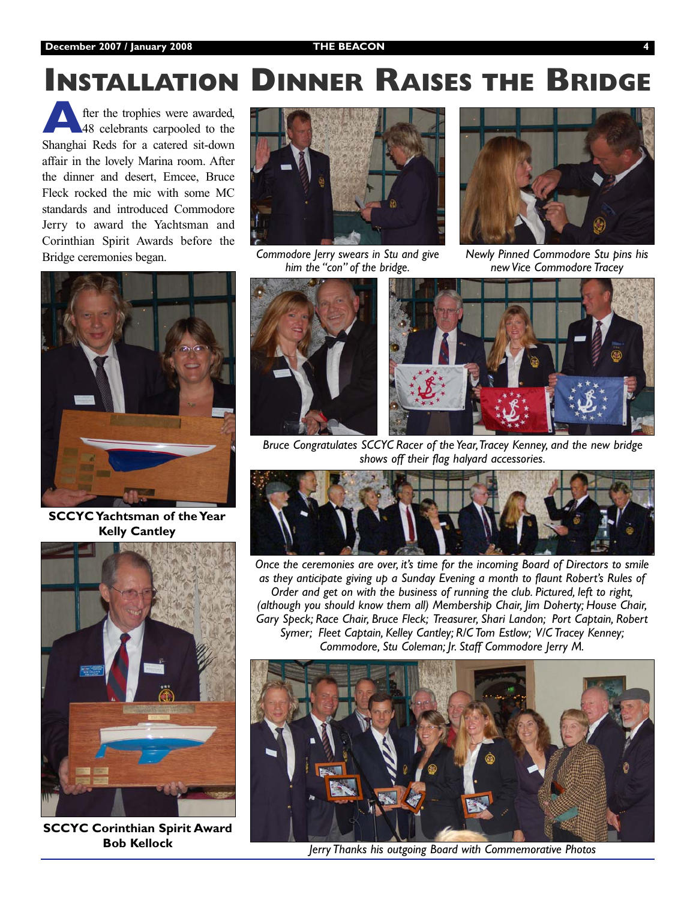# Installation Dinner Raises the Bridge

After the trophies were awarded, 48 celebrants carpooled to the Shanghai Reds for a catered sit-down affair in the lovely Marina room. After the dinner and desert, Emcee, Bruce Fleck rocked the mic with some MC standards and introduced Commodore Jerry to award the Yachtsman and Corinthian Spirit Awards before the Bridge ceremonies began.

*Commodore Jerry swears in Stu and give him the "con" of the bridge.*

*Newly Pinned Commodore Stu pins his new Vice Commodore Tracey*

**SCCYC Yachtsman of the Year Kelly Cantley**

*Bruce Congratulates SCCYC Racer of the Year, Tracey Kenney, and the new bridge shows off their flag halyard accessories.*

*Once the ceremonies are over, it's time for the incoming Board of Directors to smile as they anticipate giving up a Sunday Evening a month to flaunt Robert's Rules of Order and get on with the business of running the club. Pictured, left to right, (although you should know them all) Membership Chair, Jim Doherty; House Chair, Gary Speck; Race Chair, Bruce Fleck; Treasurer, Shari Landon; Port Captain, Robert Symer; Fleet Captain, Kelley Cantley; R/C Tom Estlow; V/C Tracey Kenney; Commodore, Stu Coleman; Jr. Staff Commodore Jerry M.*

**SCCYC Corinthian Spirit Award Bob Kellock**

*Jerry Thanks his outgoing Board with Commemorative Photos*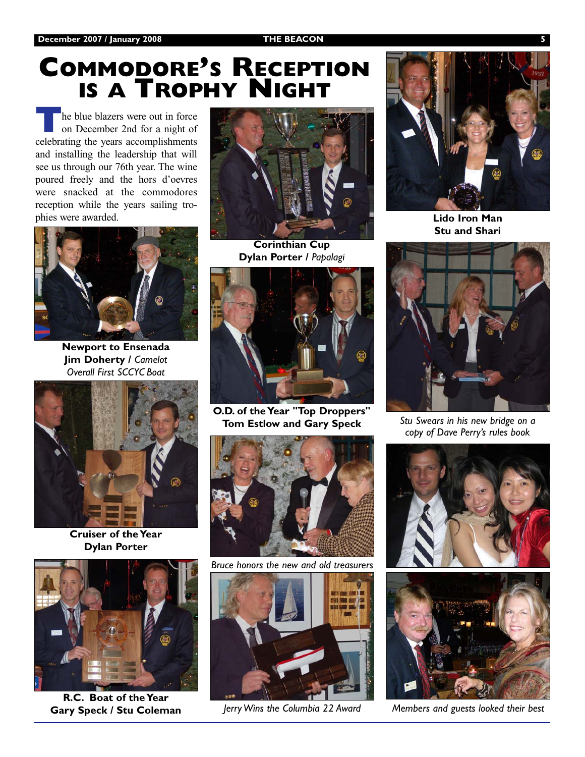# Commodore's Reception is a Trophy Night

The blue blazers were out in force on December 2nd for a night of celebrating the years accomplishments and installing the leadership that will see us through our 76th year. The wine poured freely and the hors d'oevres were snacked at the commodores reception while the years sailing trophies were awarded.

**Newport to Ensenada**
**Jim Doherty /** *Camelot*
*Overall First SCCYC Boat*

**Cruiser of the Year**
**Dylan Porter**

**R.C. Boat of the Year**
**Gary Speck / Stu Coleman**

**Corinthian Cup**
**Dylan Porter /** *Papalagi*

**O.D. of the Year "Top Droppers"**
**Tom Estlow and Gary Speck**

*Bruce honors the new and old treasurers*

*Jerry Wins the Columbia 22 Award*

**Lido Iron Man**
**Stu and Shari**

*Stu Swears in his new bridge on a copy of Dave Perry's rules book*

*Members and guests looked their best*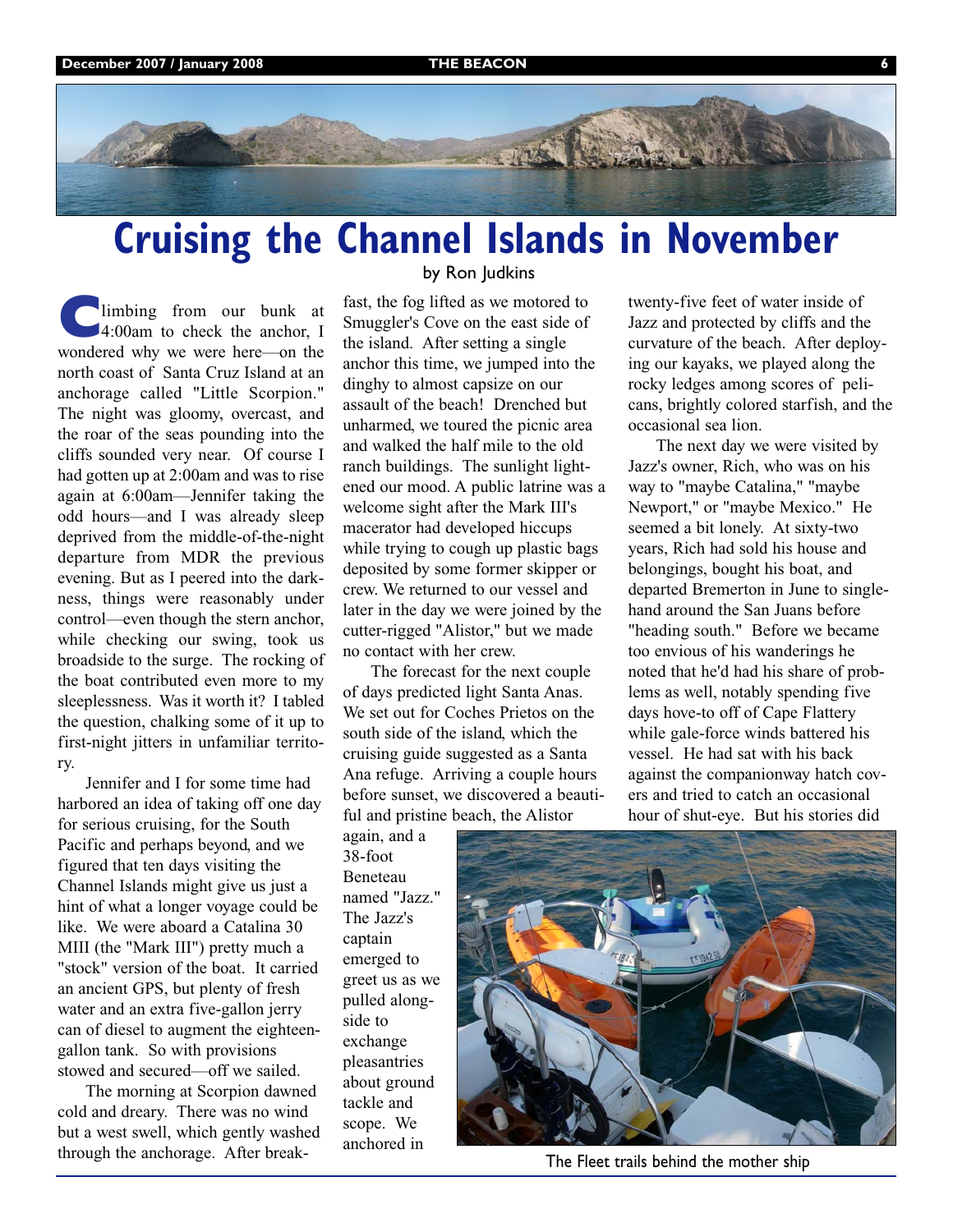# Cruising the Channel Islands in November

by Ron Judkins

Climbing from our bunk at 4:00am to check the anchor, I wondered why we were here—on the north coast of Santa Cruz Island at an anchorage called "Little Scorpion." The night was gloomy, overcast, and the roar of the seas pounding into the cliffs sounded very near. Of course I had gotten up at 2:00am and was to rise again at 6:00am—Jennifer taking the odd hours—and I was already sleep deprived from the middle-of-the-night departure from MDR the previous evening. But as I peered into the darkness, things were reasonably under control—even though the stern anchor, while checking our swing, took us broadside to the surge. The rocking of the boat contributed even more to my sleeplessness. Was it worth it? I tabled the question, chalking some of it up to first-night jitters in unfamiliar territory.

Jennifer and I for some time had harbored an idea of taking off one day for serious cruising, for the South Pacific and perhaps beyond, and we figured that ten days visiting the Channel Islands might give us just a hint of what a longer voyage could be like. We were aboard a Catalina 30 MIII (the "Mark III") pretty much a "stock" version of the boat. It carried an ancient GPS, but plenty of fresh water and an extra five-gallon jerry can of diesel to augment the eighteen-gallon tank. So with provisions stowed and secured—off we sailed.

The morning at Scorpion dawned cold and dreary. There was no wind but a west swell, which gently washed through the anchorage. After breakfast, the fog lifted as we motored to Smuggler's Cove on the east side of the island. After setting a single anchor this time, we jumped into the dinghy to almost capsize on our assault of the beach! Drenched but unharmed, we toured the picnic area and walked the half mile to the old ranch buildings. The sunlight lightened our mood. A public latrine was a welcome sight after the Mark III's macerator had developed hiccups while trying to cough up plastic bags deposited by some former skipper or crew. We returned to our vessel and later in the day we were joined by the cutter-rigged "Alistor," but we made no contact with her crew.

The forecast for the next couple of days predicted light Santa Anas. We set out for Coches Prietos on the south side of the island, which the cruising guide suggested as a Santa Ana refuge. Arriving a couple hours before sunset, we discovered a beautiful and pristine beach, the Alistor again, and a 38-foot Beneteau named "Jazz." The Jazz's captain emerged to greet us as we pulled alongside to exchange pleasantries about ground tackle and scope. We anchored in twenty-five feet of water inside of Jazz and protected by cliffs and the curvature of the beach. After deploying our kayaks, we played along the rocky ledges among scores of pelicans, brightly colored starfish, and the occasional sea lion.

The next day we were visited by Jazz's owner, Rich, who was on his way to "maybe Catalina," "maybe Newport," or "maybe Mexico." He seemed a bit lonely. At sixty-two years, Rich had sold his house and belongings, bought his boat, and departed Bremerton in June to single-hand around the San Juans before "heading south." Before we became too envious of his wanderings he noted that he'd had his share of problems as well, notably spending five days hove-to off of Cape Flattery while gale-force winds battered his vessel. He had sat with his back against the companionway hatch covers and tried to catch an occasional hour of shut-eye. But his stories did

The Fleet trails behind the mother ship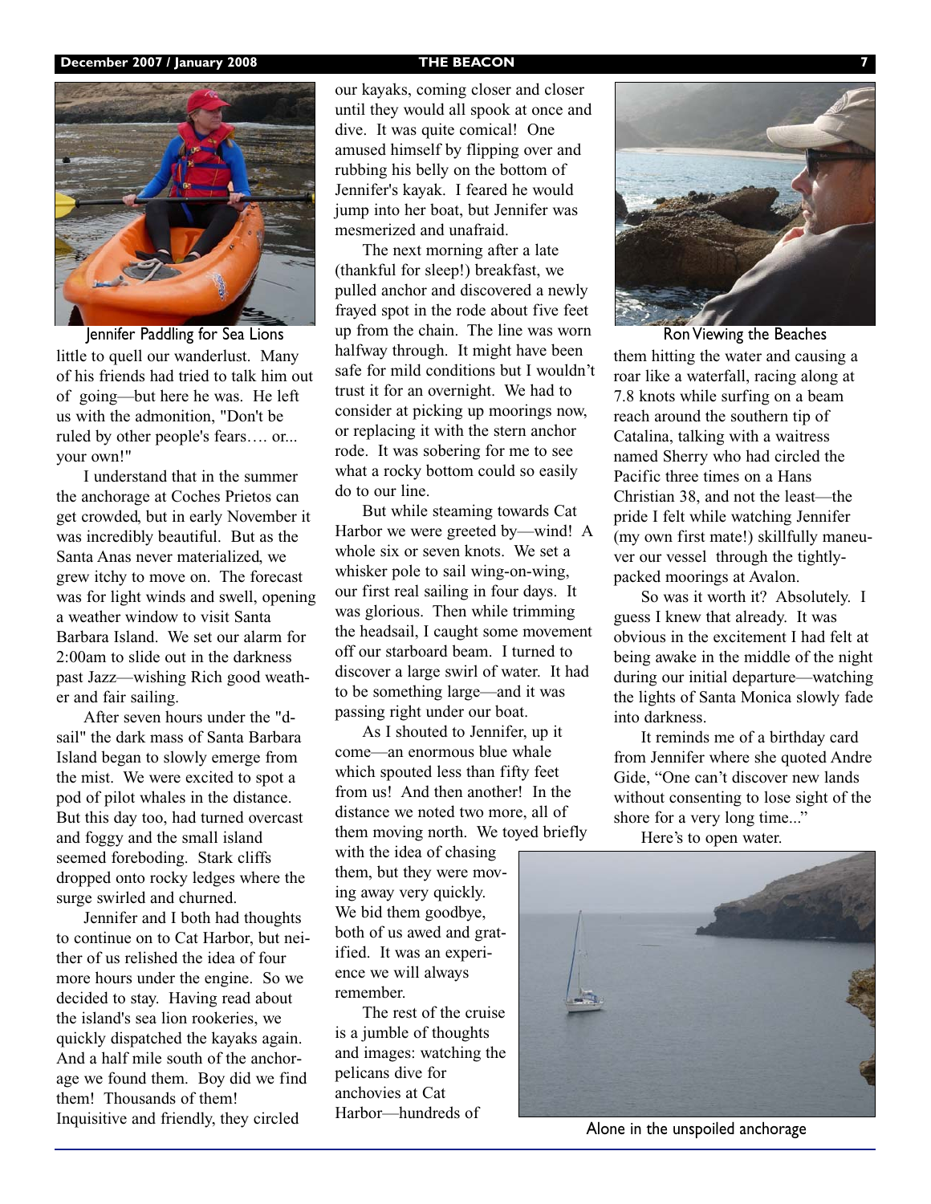Jennifer Paddling for Sea Lions

little to quell our wanderlust. Many of his friends had tried to talk him out of going—but here he was. He left us with the admonition, "Don't be ruled by other people's fears…. or... your own!"

I understand that in the summer the anchorage at Coches Prietos can get crowded, but in early November it was incredibly beautiful. But as the Santa Anas never materialized, we grew itchy to move on. The forecast was for light winds and swell, opening a weather window to visit Santa Barbara Island. We set our alarm for 2:00am to slide out in the darkness past Jazz—wishing Rich good weather and fair sailing.

After seven hours under the "d-sail" the dark mass of Santa Barbara Island began to slowly emerge from the mist. We were excited to spot a pod of pilot whales in the distance. But this day too, had turned overcast and foggy and the small island seemed foreboding. Stark cliffs dropped onto rocky ledges where the surge swirled and churned.

Jennifer and I both had thoughts to continue on to Cat Harbor, but neither of us relished the idea of four more hours under the engine. So we decided to stay. Having read about the island's sea lion rookeries, we quickly dispatched the kayaks again. And a half mile south of the anchorage we found them. Boy did we find them! Thousands of them! Inquisitive and friendly, they circled our kayaks, coming closer and closer until they would all spook at once and dive. It was quite comical! One amused himself by flipping over and rubbing his belly on the bottom of Jennifer's kayak. I feared he would jump into her boat, but Jennifer was mesmerized and unafraid.

The next morning after a late (thankful for sleep!) breakfast, we pulled anchor and discovered a newly frayed spot in the rode about five feet up from the chain. The line was worn halfway through. It might have been safe for mild conditions but I wouldn't trust it for an overnight. We had to consider at picking up moorings now, or replacing it with the stern anchor rode. It was sobering for me to see what a rocky bottom could so easily do to our line.

But while steaming towards Cat Harbor we were greeted by—wind! A whole six or seven knots. We set a whisker pole to sail wing-on-wing, our first real sailing in four days. It was glorious. Then while trimming the headsail, I caught some movement off our starboard beam. I turned to discover a large swirl of water. It had to be something large—and it was passing right under our boat.

As I shouted to Jennifer, up it come—an enormous blue whale which spouted less than fifty feet from us! And then another! In the distance we noted two more, all of them moving north. We toyed briefly with the idea of chasing them, but they were moving away very quickly. We bid them goodbye, both of us awed and gratified. It was an experience we will always remember.

The rest of the cruise is a jumble of thoughts and images: watching the pelicans dive for anchovies at Cat Harbor—hundreds of them hitting the water and causing a roar like a waterfall, racing along at 7.8 knots while surfing on a beam reach around the southern tip of Catalina, talking with a waitress named Sherry who had circled the Pacific three times on a Hans Christian 38, and not the least—the pride I felt while watching Jennifer (my own first mate!) skillfully maneuver our vessel through the tightly-packed moorings at Avalon.

Ron Viewing the Beaches

So was it worth it? Absolutely. I guess I knew that already. It was obvious in the excitement I had felt at being awake in the middle of the night during our initial departure—watching the lights of Santa Monica slowly fade into darkness.

It reminds me of a birthday card from Jennifer where she quoted Andre Gide, "One can't discover new lands without consenting to lose sight of the shore for a very long time..."

Here's to open water.

Alone in the unspoiled anchorage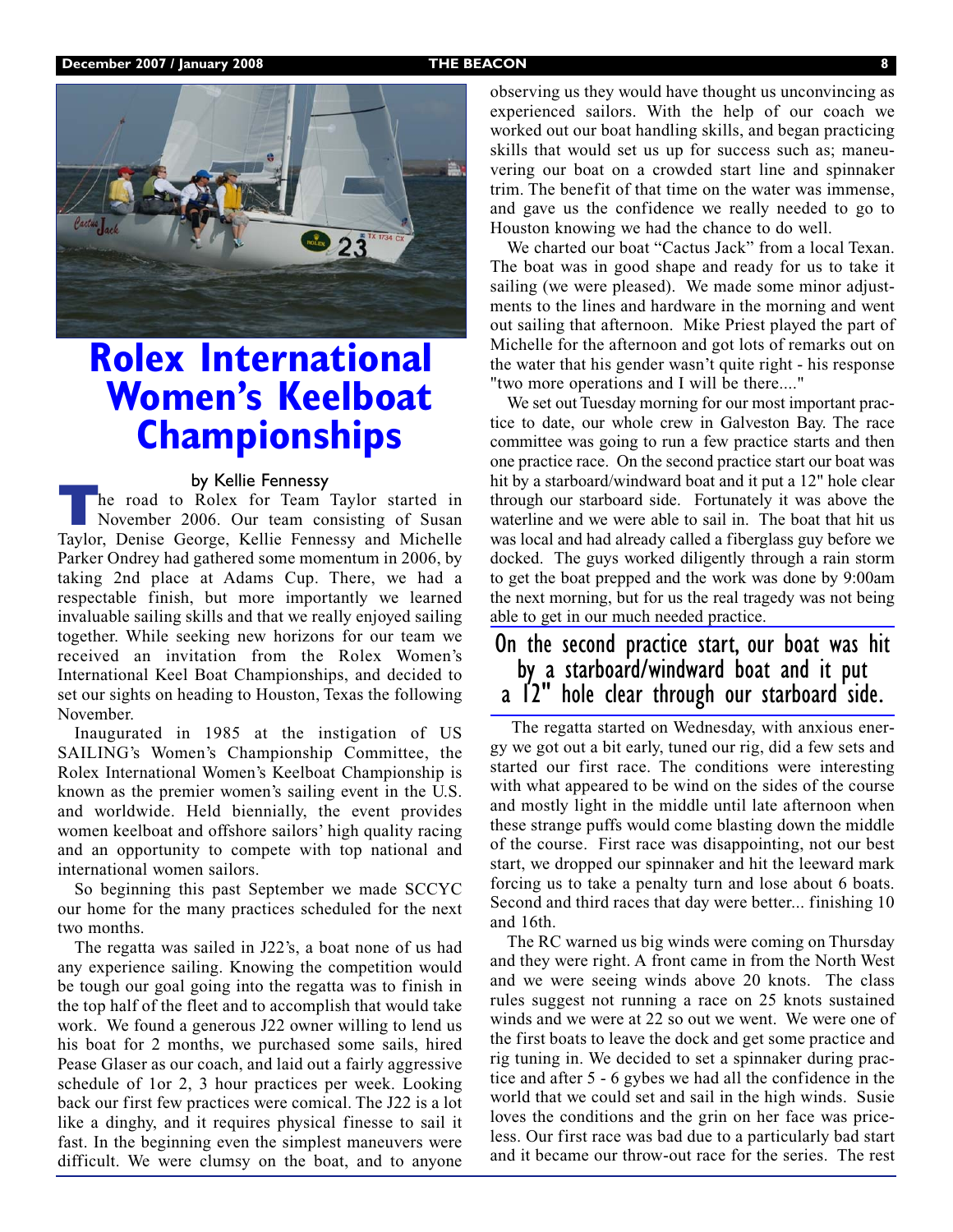# Rolex International Women's Keelboat Championships

by Kellie Fennessy

The road to Rolex for Team Taylor started in November 2006. Our team consisting of Susan Taylor, Denise George, Kellie Fennessy and Michelle Parker Ondrey had gathered some momentum in 2006, by taking 2nd place at Adams Cup. There, we had a respectable finish, but more importantly we learned invaluable sailing skills and that we really enjoyed sailing together. While seeking new horizons for our team we received an invitation from the Rolex Women's International Keel Boat Championships, and decided to set our sights on heading to Houston, Texas the following November.

Inaugurated in 1985 at the instigation of US SAILING's Women's Championship Committee, the Rolex International Women's Keelboat Championship is known as the premier women's sailing event in the U.S. and worldwide. Held biennially, the event provides women keelboat and offshore sailors' high quality racing and an opportunity to compete with top national and international women sailors.

So beginning this past September we made SCCYC our home for the many practices scheduled for the next two months.

The regatta was sailed in J22's, a boat none of us had any experience sailing. Knowing the competition would be tough our goal going into the regatta was to finish in the top half of the fleet and to accomplish that would take work. We found a generous J22 owner willing to lend us his boat for 2 months, we purchased some sails, hired Pease Glaser as our coach, and laid out a fairly aggressive schedule of 1or 2, 3 hour practices per week. Looking back our first few practices were comical. The J22 is a lot like a dinghy, and it requires physical finesse to sail it fast. In the beginning even the simplest maneuvers were difficult. We were clumsy on the boat, and to anyone observing us they would have thought us unconvincing as experienced sailors. With the help of our coach we worked out our boat handling skills, and began practicing skills that would set us up for success such as; maneuvering our boat on a crowded start line and spinnaker trim. The benefit of that time on the water was immense, and gave us the confidence we really needed to go to Houston knowing we had the chance to do well.

We charted our boat "Cactus Jack" from a local Texan. The boat was in good shape and ready for us to take it sailing (we were pleased). We made some minor adjustments to the lines and hardware in the morning and went out sailing that afternoon. Mike Priest played the part of Michelle for the afternoon and got lots of remarks out on the water that his gender wasn't quite right - his response "two more operations and I will be there...."

We set out Tuesday morning for our most important practice to date, our whole crew in Galveston Bay. The race committee was going to run a few practice starts and then one practice race. On the second practice start our boat was hit by a starboard/windward boat and it put a 12" hole clear through our starboard side. Fortunately it was above the waterline and we were able to sail in. The boat that hit us was local and had already called a fiberglass guy before we docked. The guys worked diligently through a rain storm to get the boat prepped and the work was done by 9:00am the next morning, but for us the real tragedy was not being able to get in our much needed practice.

> On the second practice start, our boat was hit by a starboard/windward boat and it put a 12" hole clear through our starboard side.

The regatta started on Wednesday, with anxious energy we got out a bit early, tuned our rig, did a few sets and started our first race. The conditions were interesting with what appeared to be wind on the sides of the course and mostly light in the middle until late afternoon when these strange puffs would come blasting down the middle of the course. First race was disappointing, not our best start, we dropped our spinnaker and hit the leeward mark forcing us to take a penalty turn and lose about 6 boats. Second and third races that day were better... finishing 10 and 16th.

The RC warned us big winds were coming on Thursday and they were right. A front came in from the North West and we were seeing winds above 20 knots. The class rules suggest not running a race on 25 knots sustained winds and we were at 22 so out we went. We were one of the first boats to leave the dock and get some practice and rig tuning in. We decided to set a spinnaker during practice and after 5 - 6 gybes we had all the confidence in the world that we could set and sail in the high winds. Susie loves the conditions and the grin on her face was priceless. Our first race was bad due to a particularly bad start and it became our throw-out race for the series. The rest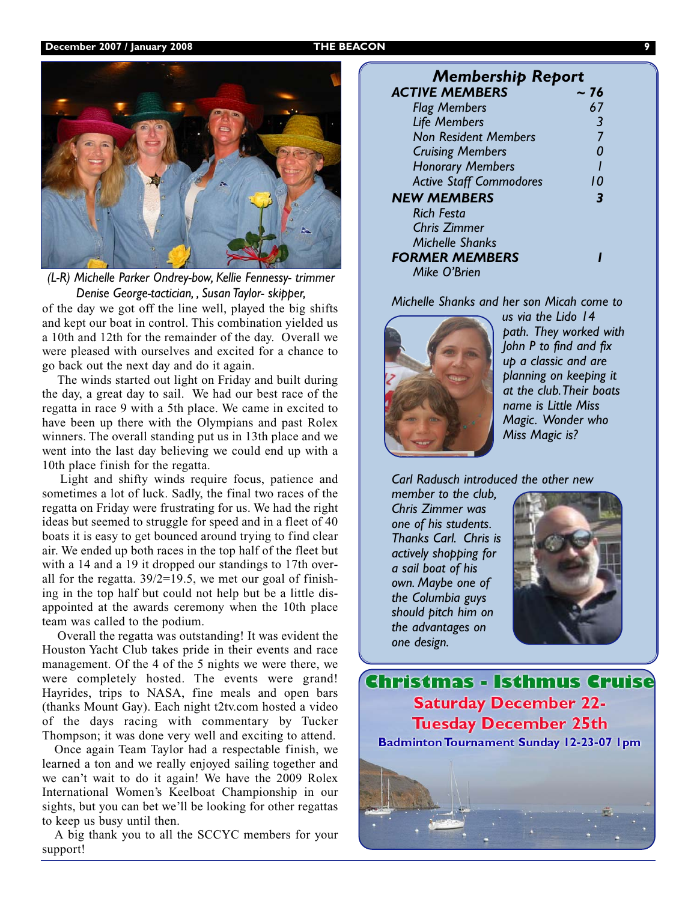*(L-R) Michelle Parker Ondrey-bow, Kellie Fennessy- trimmer Denise George-tactician, , Susan Taylor- skipper,*

of the day we got off the line well, played the big shifts and kept our boat in control. This combination yielded us a 10th and 12th for the remainder of the day. Overall we were pleased with ourselves and excited for a chance to go back out the next day and do it again.

The winds started out light on Friday and built during the day, a great day to sail. We had our best race of the regatta in race 9 with a 5th place. We came in excited to have been up there with the Olympians and past Rolex winners. The overall standing put us in 13th place and we went into the last day believing we could end up with a 10th place finish for the regatta.

Light and shifty winds require focus, patience and sometimes a lot of luck. Sadly, the final two races of the regatta on Friday were frustrating for us. We had the right ideas but seemed to struggle for speed and in a fleet of 40 boats it is easy to get bounced around trying to find clear air. We ended up both races in the top half of the fleet but with a 14 and a 19 it dropped our standings to 17th overall for the regatta. 39/2=19.5, we met our goal of finishing in the top half but could not help but be a little disappointed at the awards ceremony when the 10th place team was called to the podium.

Overall the regatta was outstanding! It was evident the Houston Yacht Club takes pride in their events and race management. Of the 4 of the 5 nights we were there, we were completely hosted. The events were grand! Hayrides, trips to NASA, fine meals and open bars (thanks Mount Gay). Each night t2tv.com hosted a video of the days racing with commentary by Tucker Thompson; it was done very well and exciting to attend.

Once again Team Taylor had a respectable finish, we learned a ton and we really enjoyed sailing together and we can't wait to do it again! We have the 2009 Rolex International Women's Keelboat Championship in our sights, but you can bet we'll be looking for other regattas to keep us busy until then.

A big thank you to all the SCCYC members for your support!

## *Membership Report*

| | |
|---|---|
| ***ACTIVE MEMBERS*** | ***~ 76*** |
| *Flag Members* | *67* |
| *Life Members* | *3* |
| *Non Resident Members* | *7* |
| *Cruising Members* | *0* |
| *Honorary Members* | *1* |
| *Active Staff Commodores* | *10* |
| ***NEW MEMBERS*** | ***3*** |
| *Rich Festa* | |
| *Chris Zimmer* | |
| *Michelle Shanks* | |
| ***FORMER MEMBERS*** | ***1*** |
| *Mike O'Brien* | |

*Michelle Shanks and her son Micah come to us via the Lido 14 path. They worked with John P to find and fix up a classic and are planning on keeping it at the club. Their boats name is Little Miss Magic. Wonder who Miss Magic is?*

*Carl Radusch introduced the other new member to the club, Chris Zimmer was one of his students. Thanks Carl. Chris is actively shopping for a sail boat of his own. Maybe one of the Columbia guys should pitch him on the advantages on one design.*

## Christmas - Isthmus Cruise

**Saturday December 22- Tuesday December 25th**

**Badminton Tournament Sunday 12-23-07 1pm**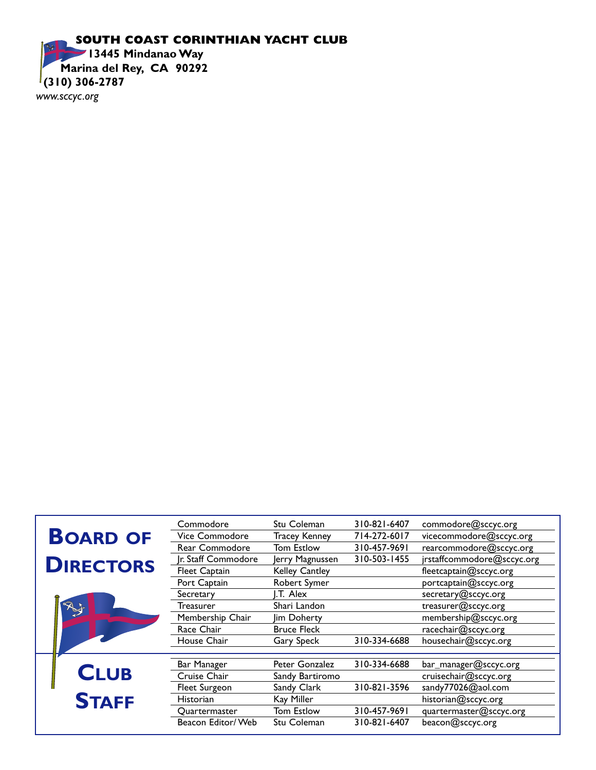**SOUTH COAST CORINTHIAN YACHT CLUB**
**13445 Mindanao Way**
**Marina del Rey, CA 90292**
**(310) 306-2787**
*www.sccyc.org*

## Board of Directors

| | | | |
|---|---|---|---|
| Commodore | Stu Coleman | 310-821-6407 | commodore@sccyc.org |
| Vice Commodore | Tracey Kenney | 714-272-6017 | vicecommodore@sccyc.org |
| Rear Commodore | Tom Estlow | 310-457-9691 | rearcommodore@sccyc.org |
| Jr. Staff Commodore | Jerry Magnussen | 310-503-1455 | jrstaffcommodore@sccyc.org |
| Fleet Captain | Kelley Cantley | | fleetcaptain@sccyc.org |
| Port Captain | Robert Symer | | portcaptain@sccyc.org |
| Secretary | J.T. Alex | | secretary@sccyc.org |
| Treasurer | Shari Landon | | treasurer@sccyc.org |
| Membership Chair | Jim Doherty | | membership@sccyc.org |
| Race Chair | Bruce Fleck | | racechair@sccyc.org |
| House Chair | Gary Speck | 310-334-6688 | housechair@sccyc.org |

## Club Staff

| | | | |
|---|---|---|---|
| Bar Manager | Peter Gonzalez | 310-334-6688 | bar_manager@sccyc.org |
| Cruise Chair | Sandy Bartiromo | | cruisechair@sccyc.org |
| Fleet Surgeon | Sandy Clark | 310-821-3596 | sandy77026@aol.com |
| Historian | Kay Miller | | historian@sccyc.org |
| Quartermaster | Tom Estlow | 310-457-9691 | quartermaster@sccyc.org |
| Beacon Editor/ Web | Stu Coleman | 310-821-6407 | beacon@sccyc.org |